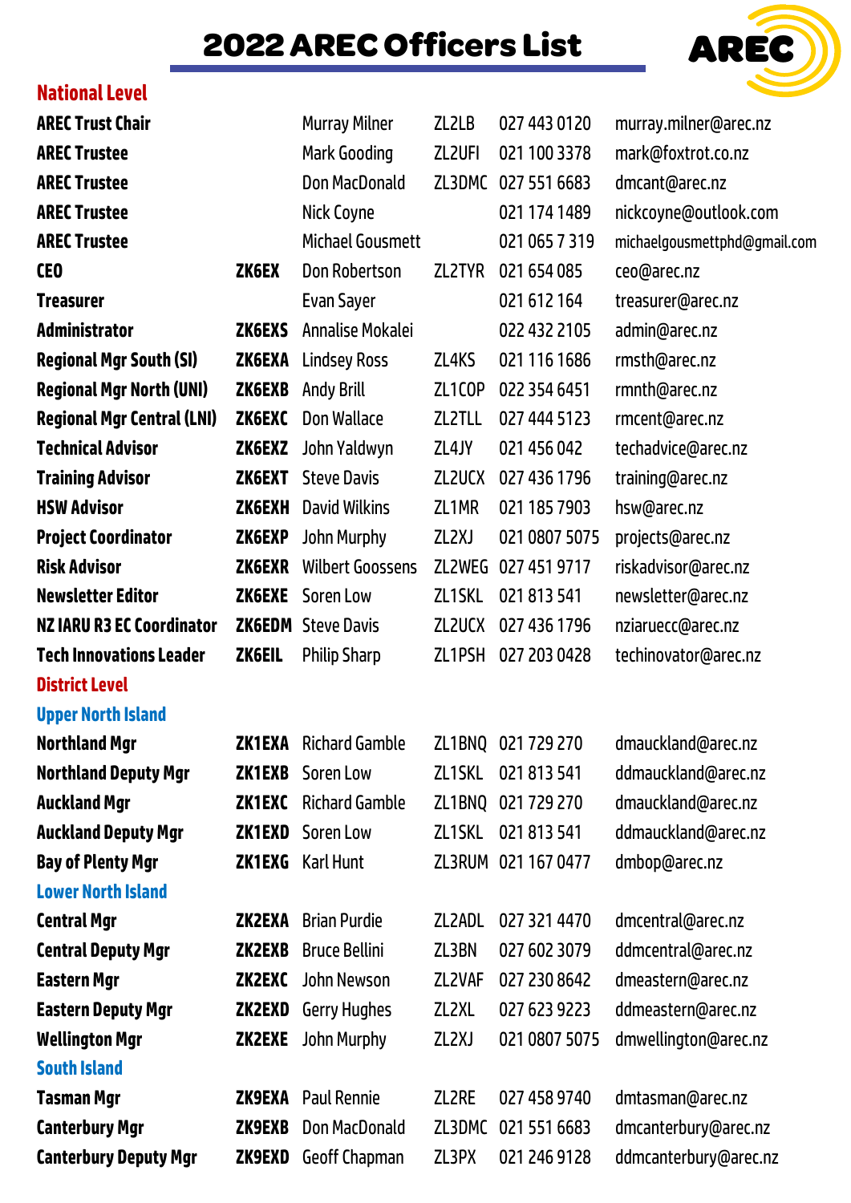# 2022 AREC Officers List

AREC

## National Level

| | | | | | |
|---|---|---|---|---|---|
| AREC Trust Chair | | Murray Milner | ZL2LB | 027 443 0120 | murray.milner@arec.nz |
| AREC Trustee | | Mark Gooding | ZL2UFI | 021 100 3378 | mark@foxtrot.co.nz |
| AREC Trustee | | Don MacDonald | ZL3DMC | 027 551 6683 | dmcant@arec.nz |
| AREC Trustee | | Nick Coyne | | 021 174 1489 | nickcoyne@outlook.com |
| AREC Trustee | | Michael Gousmett | | 021 065 7 319 | michaelgousmettphd@gmail.com |
| CEO | ZK6EX | Don Robertson | ZL2TYR | 021 654 085 | ceo@arec.nz |
| Treasurer | | Evan Sayer | | 021 612 164 | treasurer@arec.nz |
| Administrator | ZK6EXS | Annalise Mokalei | | 022 432 2105 | admin@arec.nz |
| Regional Mgr South (SI) | ZK6EXA | Lindsey Ross | ZL4KS | 021 116 1686 | rmsth@arec.nz |
| Regional Mgr North (UNI) | ZK6EXB | Andy Brill | ZL1COP | 022 354 6451 | rmnth@arec.nz |
| Regional Mgr Central (LNI) | ZK6EXC | Don Wallace | ZL2TLL | 027 444 5123 | rmcent@arec.nz |
| Technical Advisor | ZK6EXZ | John Yaldwyn | ZL4JY | 021 456 042 | techadvice@arec.nz |
| Training Advisor | ZK6EXT | Steve Davis | ZL2UCX | 027 436 1796 | training@arec.nz |
| HSW Advisor | ZK6EXH | David Wilkins | ZL1MR | 021 185 7903 | hsw@arec.nz |
| Project Coordinator | ZK6EXP | John Murphy | ZL2XJ | 021 0807 5075 | projects@arec.nz |
| Risk Advisor | ZK6EXR | Wilbert Goossens | ZL2WEG | 027 451 9717 | riskadvisor@arec.nz |
| Newsletter Editor | ZK6EXE | Soren Low | ZL1SKL | 021 813 541 | newsletter@arec.nz |
| NZ IARU R3 EC Coordinator | ZK6EDM | Steve Davis | ZL2UCX | 027 436 1796 | nziaruecc@arec.nz |
| Tech Innovations Leader | ZK6EIL | Philip Sharp | ZL1PSH | 027 203 0428 | techinovator@arec.nz |

## District Level

### Upper North Island

| | | | | | |
|---|---|---|---|---|---|
| Northland Mgr | ZK1EXA | Richard Gamble | ZL1BNQ | 021 729 270 | dmauckland@arec.nz |
| Northland Deputy Mgr | ZK1EXB | Soren Low | ZL1SKL | 021 813 541 | ddmauckland@arec.nz |
| Auckland Mgr | ZK1EXC | Richard Gamble | ZL1BNQ | 021 729 270 | dmauckland@arec.nz |
| Auckland Deputy Mgr | ZK1EXD | Soren Low | ZL1SKL | 021 813 541 | ddmauckland@arec.nz |
| Bay of Plenty Mgr | ZK1EXG | Karl Hunt | ZL3RUM | 021 167 0477 | dmbop@arec.nz |

### Lower North Island

| | | | | | |
|---|---|---|---|---|---|
| Central Mgr | ZK2EXA | Brian Purdie | ZL2ADL | 027 321 4470 | dmcentral@arec.nz |
| Central Deputy Mgr | ZK2EXB | Bruce Bellini | ZL3BN | 027 602 3079 | ddmcentral@arec.nz |
| Eastern Mgr | ZK2EXC | John Newson | ZL2VAF | 027 230 8642 | dmeastern@arec.nz |
| Eastern Deputy Mgr | ZK2EXD | Gerry Hughes | ZL2XL | 027 623 9223 | ddmeastern@arec.nz |
| Wellington Mgr | ZK2EXE | John Murphy | ZL2XJ | 021 0807 5075 | dmwellington@arec.nz |

### South Island

| | | | | | |
|---|---|---|---|---|---|
| Tasman Mgr | ZK9EXA | Paul Rennie | ZL2RE | 027 458 9740 | dmtasman@arec.nz |
| Canterbury Mgr | ZK9EXB | Don MacDonald | ZL3DMC | 021 551 6683 | dmcanterbury@arec.nz |
| Canterbury Deputy Mgr | ZK9EXD | Geoff Chapman | ZL3PX | 021 246 9128 | ddmcanterbury@arec.nz |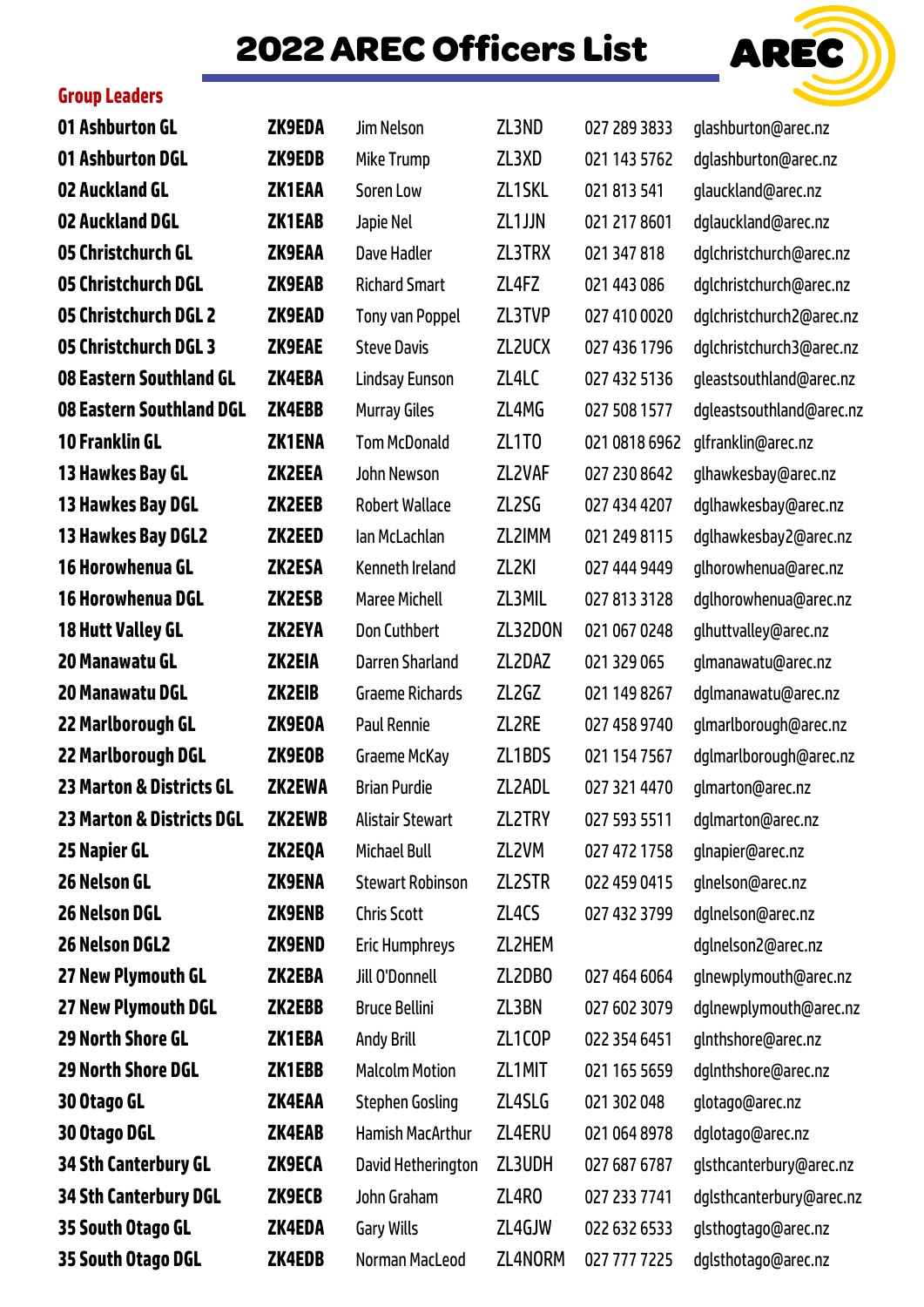# 2022 AREC Officers List

AREC

## Group Leaders

| | | | | | |
|---|---|---|---|---|---|
| **01 Ashburton GL** | **ZK9EDA** | Jim Nelson | ZL3ND | 027 289 3833 | glashburton@arec.nz |
| **01 Ashburton DGL** | **ZK9EDB** | Mike Trump | ZL3XD | 021 143 5762 | dglashburton@arec.nz |
| **02 Auckland GL** | **ZK1EAA** | Soren Low | ZL1SKL | 021 813 541 | glauckland@arec.nz |
| **02 Auckland DGL** | **ZK1EAB** | Japie Nel | ZL1JJN | 021 217 8601 | dglauckland@arec.nz |
| **05 Christchurch GL** | **ZK9EAA** | Dave Hadler | ZL3TRX | 021 347 818 | dglchristchurch@arec.nz |
| **05 Christchurch DGL** | **ZK9EAB** | Richard Smart | ZL4FZ | 021 443 086 | dglchristchurch@arec.nz |
| **05 Christchurch DGL 2** | **ZK9EAD** | Tony van Poppel | ZL3TVP | 027 410 0020 | dglchristchurch2@arec.nz |
| **05 Christchurch DGL 3** | **ZK9EAE** | Steve Davis | ZL2UCX | 027 436 1796 | dglchristchurch3@arec.nz |
| **08 Eastern Southland GL** | **ZK4EBA** | Lindsay Eunson | ZL4LC | 027 432 5136 | gleastsouthland@arec.nz |
| **08 Eastern Southland DGL** | **ZK4EBB** | Murray Giles | ZL4MG | 027 508 1577 | dgleastsouthland@arec.nz |
| **10 Franklin GL** | **ZK1ENA** | Tom McDonald | ZL1TO | 021 0818 6962 | glfranklin@arec.nz |
| **13 Hawkes Bay GL** | **ZK2EEA** | John Newson | ZL2VAF | 027 230 8642 | glhawkesbay@arec.nz |
| **13 Hawkes Bay DGL** | **ZK2EEB** | Robert Wallace | ZL2SG | 027 434 4207 | dglhawkesbay@arec.nz |
| **13 Hawkes Bay DGL2** | **ZK2EED** | Ian McLachlan | ZL2IMM | 021 249 8115 | dglhawkesbay2@arec.nz |
| **16 Horowhenua GL** | **ZK2ESA** | Kenneth Ireland | ZL2KI | 027 444 9449 | glhorowhenua@arec.nz |
| **16 Horowhenua DGL** | **ZK2ESB** | Maree Michell | ZL3MIL | 027 813 3128 | dglhorowhenua@arec.nz |
| **18 Hutt Valley GL** | **ZK2EYA** | Don Cuthbert | ZL32DON | 021 067 0248 | glhuttvalley@arec.nz |
| **20 Manawatu GL** | **ZK2EIA** | Darren Sharland | ZL2DAZ | 021 329 065 | glmanawatu@arec.nz |
| **20 Manawatu DGL** | **ZK2EIB** | Graeme Richards | ZL2GZ | 021 149 8267 | dglmanawatu@arec.nz |
| **22 Marlborough GL** | **ZK9EOA** | Paul Rennie | ZL2RE | 027 458 9740 | glmarlborough@arec.nz |
| **22 Marlborough DGL** | **ZK9EOB** | Graeme McKay | ZL1BDS | 021 154 7567 | dglmarlborough@arec.nz |
| **23 Marton & Districts GL** | **ZK2EWA** | Brian Purdie | ZL2ADL | 027 321 4470 | glmarton@arec.nz |
| **23 Marton & Districts DGL** | **ZK2EWB** | Alistair Stewart | ZL2TRY | 027 593 5511 | dglmarton@arec.nz |
| **25 Napier GL** | **ZK2EQA** | Michael Bull | ZL2VM | 027 472 1758 | glnapier@arec.nz |
| **26 Nelson GL** | **ZK9ENA** | Stewart Robinson | ZL2STR | 022 459 0415 | glnelson@arec.nz |
| **26 Nelson DGL** | **ZK9ENB** | Chris Scott | ZL4CS | 027 432 3799 | dglnelson@arec.nz |
| **26 Nelson DGL2** | **ZK9END** | Eric Humphreys | ZL2HEM | | dglnelson2@arec.nz |
| **27 New Plymouth GL** | **ZK2EBA** | Jill O'Donnell | ZL2DBO | 027 464 6064 | glnewplymouth@arec.nz |
| **27 New Plymouth DGL** | **ZK2EBB** | Bruce Bellini | ZL3BN | 027 602 3079 | dglnewplymouth@arec.nz |
| **29 North Shore GL** | **ZK1EBA** | Andy Brill | ZL1COP | 022 354 6451 | glnthshore@arec.nz |
| **29 North Shore DGL** | **ZK1EBB** | Malcolm Motion | ZL1MIT | 021 165 5659 | dglnthshore@arec.nz |
| **30 Otago GL** | **ZK4EAA** | Stephen Gosling | ZL4SLG | 021 302 048 | glotago@arec.nz |
| **30 Otago DGL** | **ZK4EAB** | Hamish MacArthur | ZL4ERU | 021 064 8978 | dglotago@arec.nz |
| **34 Sth Canterbury GL** | **ZK9ECA** | David Hetherington | ZL3UDH | 027 687 6787 | glsthcanterbury@arec.nz |
| **34 Sth Canterbury DGL** | **ZK9ECB** | John Graham | ZL4RO | 027 233 7741 | dglsthcanterbury@arec.nz |
| **35 South Otago GL** | **ZK4EDA** | Gary Wills | ZL4GJW | 022 632 6533 | glsthogtago@arec.nz |
| **35 South Otago DGL** | **ZK4EDB** | Norman MacLeod | ZL4NORM | 027 777 7225 | dglsthotago@arec.nz |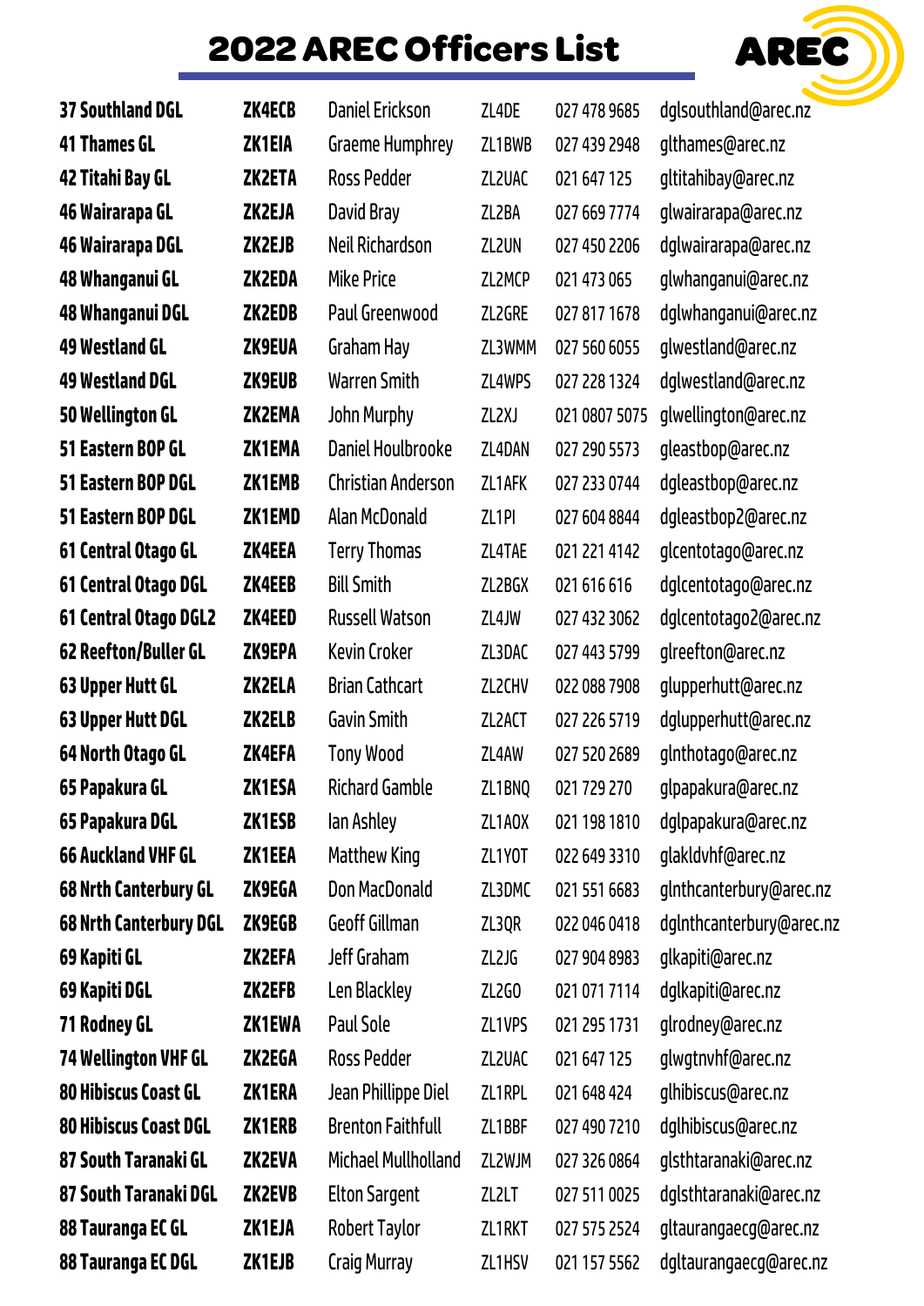# 2022 AREC Officers List

AREC

| | | | | | |
|---|---|---|---|---|---|
| 37 Southland DGL | ZK4ECB | Daniel Erickson | ZL4DE | 027 478 9685 | dglsouthland@arec.nz |
| 41 Thames GL | ZK1EIA | Graeme Humphrey | ZL1BWB | 027 439 2948 | glthames@arec.nz |
| 42 Titahi Bay GL | ZK2ETA | Ross Pedder | ZL2UAC | 021 647 125 | gltitahibay@arec.nz |
| 46 Wairarapa GL | ZK2EJA | David Bray | ZL2BA | 027 669 7774 | glwairarapa@arec.nz |
| 46 Wairarapa DGL | ZK2EJB | Neil Richardson | ZL2UN | 027 450 2206 | dglwairarapa@arec.nz |
| 48 Whanganui GL | ZK2EDA | Mike Price | ZL2MCP | 021 473 065 | glwhanganui@arec.nz |
| 48 Whanganui DGL | ZK2EDB | Paul Greenwood | ZL2GRE | 027 817 1678 | dglwhanganui@arec.nz |
| 49 Westland GL | ZK9EUA | Graham Hay | ZL3WMM | 027 560 6055 | glwestland@arec.nz |
| 49 Westland DGL | ZK9EUB | Warren Smith | ZL4WPS | 027 228 1324 | dglwestland@arec.nz |
| 50 Wellington GL | ZK2EMA | John Murphy | ZL2XJ | 021 0807 5075 | glwellington@arec.nz |
| 51 Eastern BOP GL | ZK1EMA | Daniel Houlbrooke | ZL4DAN | 027 290 5573 | gleastbop@arec.nz |
| 51 Eastern BOP DGL | ZK1EMB | Christian Anderson | ZL1AFK | 027 233 0744 | dgleastbop@arec.nz |
| 51 Eastern BOP DGL | ZK1EMD | Alan McDonald | ZL1PI | 027 604 8844 | dgleastbop2@arec.nz |
| 61 Central Otago GL | ZK4EEA | Terry Thomas | ZL4TAE | 021 221 4142 | glcentotago@arec.nz |
| 61 Central Otago DGL | ZK4EEB | Bill Smith | ZL2BGX | 021 616 616 | dglcentotago@arec.nz |
| 61 Central Otago DGL2 | ZK4EED | Russell Watson | ZL4JW | 027 432 3062 | dglcentotago2@arec.nz |
| 62 Reefton/Buller GL | ZK9EPA | Kevin Croker | ZL3DAC | 027 443 5799 | glreefton@arec.nz |
| 63 Upper Hutt GL | ZK2ELA | Brian Cathcart | ZL2CHV | 022 088 7908 | glupperhutt@arec.nz |
| 63 Upper Hutt DGL | ZK2ELB | Gavin Smith | ZL2ACT | 027 226 5719 | dglupperhutt@arec.nz |
| 64 North Otago GL | ZK4EFA | Tony Wood | ZL4AW | 027 520 2689 | glnthotago@arec.nz |
| 65 Papakura GL | ZK1ESA | Richard Gamble | ZL1BNQ | 021 729 270 | glpapakura@arec.nz |
| 65 Papakura DGL | ZK1ESB | Ian Ashley | ZL1AOX | 021 198 1810 | dglpapakura@arec.nz |
| 66 Auckland VHF GL | ZK1EEA | Matthew King | ZL1YOT | 022 649 3310 | glakldvhf@arec.nz |
| 68 Nrth Canterbury GL | ZK9EGA | Don MacDonald | ZL3DMC | 021 551 6683 | glnthcanterbury@arec.nz |
| 68 Nrth Canterbury DGL | ZK9EGB | Geoff Gillman | ZL3QR | 022 046 0418 | dglnthcanterbury@arec.nz |
| 69 Kapiti GL | ZK2EFA | Jeff Graham | ZL2JG | 027 904 8983 | glkapiti@arec.nz |
| 69 Kapiti DGL | ZK2EFB | Len Blackley | ZL2GO | 021 071 7114 | dglkapiti@arec.nz |
| 71 Rodney GL | ZK1EWA | Paul Sole | ZL1VPS | 021 295 1731 | glrodney@arec.nz |
| 74 Wellington VHF GL | ZK2EGA | Ross Pedder | ZL2UAC | 021 647 125 | glwgtnvhf@arec.nz |
| 80 Hibiscus Coast GL | ZK1ERA | Jean Phillippe Diel | ZL1RPL | 021 648 424 | glhibiscus@arec.nz |
| 80 Hibiscus Coast DGL | ZK1ERB | Brenton Faithfull | ZL1BBF | 027 490 7210 | dglhibiscus@arec.nz |
| 87 South Taranaki GL | ZK2EVA | Michael Mullholland | ZL2WJM | 027 326 0864 | glsthtaranaki@arec.nz |
| 87 South Taranaki DGL | ZK2EVB | Elton Sargent | ZL2LT | 027 511 0025 | dglsthtaranaki@arec.nz |
| 88 Tauranga EC GL | ZK1EJA | Robert Taylor | ZL1RKT | 027 575 2524 | gltaurangaecg@arec.nz |
| 88 Tauranga EC DGL | ZK1EJB | Craig Murray | ZL1HSV | 021 157 5562 | dgltaurangaecg@arec.nz |